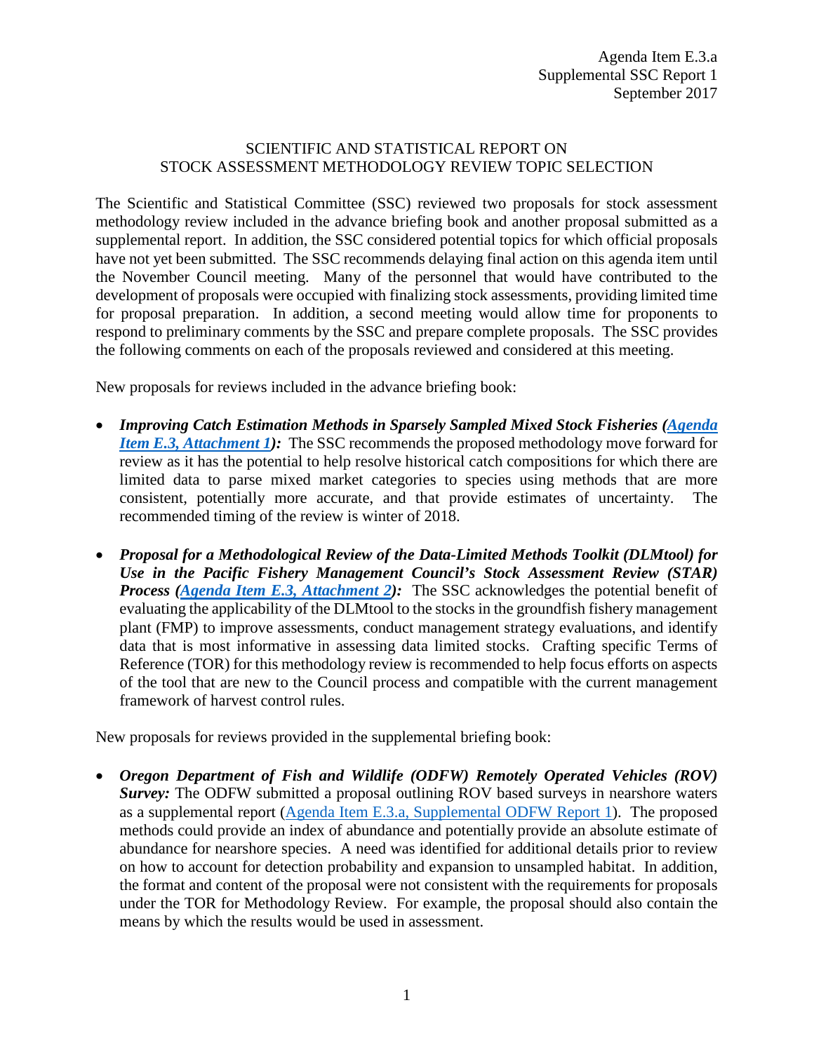Agenda Item E.3.a
Supplemental SSC Report 1
September 2017

# SCIENTIFIC AND STATISTICAL REPORT ON STOCK ASSESSMENT METHODOLOGY REVIEW TOPIC SELECTION

The Scientific and Statistical Committee (SSC) reviewed two proposals for stock assessment methodology review included in the advance briefing book and another proposal submitted as a supplemental report. In addition, the SSC considered potential topics for which official proposals have not yet been submitted. The SSC recommends delaying final action on this agenda item until the November Council meeting. Many of the personnel that would have contributed to the development of proposals were occupied with finalizing stock assessments, providing limited time for proposal preparation. In addition, a second meeting would allow time for proponents to respond to preliminary comments by the SSC and prepare complete proposals. The SSC provides the following comments on each of the proposals reviewed and considered at this meeting.

New proposals for reviews included in the advance briefing book:

- ***Improving Catch Estimation Methods in Sparsely Sampled Mixed Stock Fisheries (Agenda Item E.3, Attachment 1):*** The SSC recommends the proposed methodology move forward for review as it has the potential to help resolve historical catch compositions for which there are limited data to parse mixed market categories to species using methods that are more consistent, potentially more accurate, and that provide estimates of uncertainty. The recommended timing of the review is winter of 2018.
- ***Proposal for a Methodological Review of the Data-Limited Methods Toolkit (DLMtool) for Use in the Pacific Fishery Management Council's Stock Assessment Review (STAR) Process (Agenda Item E.3, Attachment 2):*** The SSC acknowledges the potential benefit of evaluating the applicability of the DLMtool to the stocks in the groundfish fishery management plant (FMP) to improve assessments, conduct management strategy evaluations, and identify data that is most informative in assessing data limited stocks. Crafting specific Terms of Reference (TOR) for this methodology review is recommended to help focus efforts on aspects of the tool that are new to the Council process and compatible with the current management framework of harvest control rules.

New proposals for reviews provided in the supplemental briefing book:

- ***Oregon Department of Fish and Wildlife (ODFW) Remotely Operated Vehicles (ROV) Survey:*** The ODFW submitted a proposal outlining ROV based surveys in nearshore waters as a supplemental report (Agenda Item E.3.a, Supplemental ODFW Report 1). The proposed methods could provide an index of abundance and potentially provide an absolute estimate of abundance for nearshore species. A need was identified for additional details prior to review on how to account for detection probability and expansion to unsampled habitat. In addition, the format and content of the proposal were not consistent with the requirements for proposals under the TOR for Methodology Review. For example, the proposal should also contain the means by which the results would be used in assessment.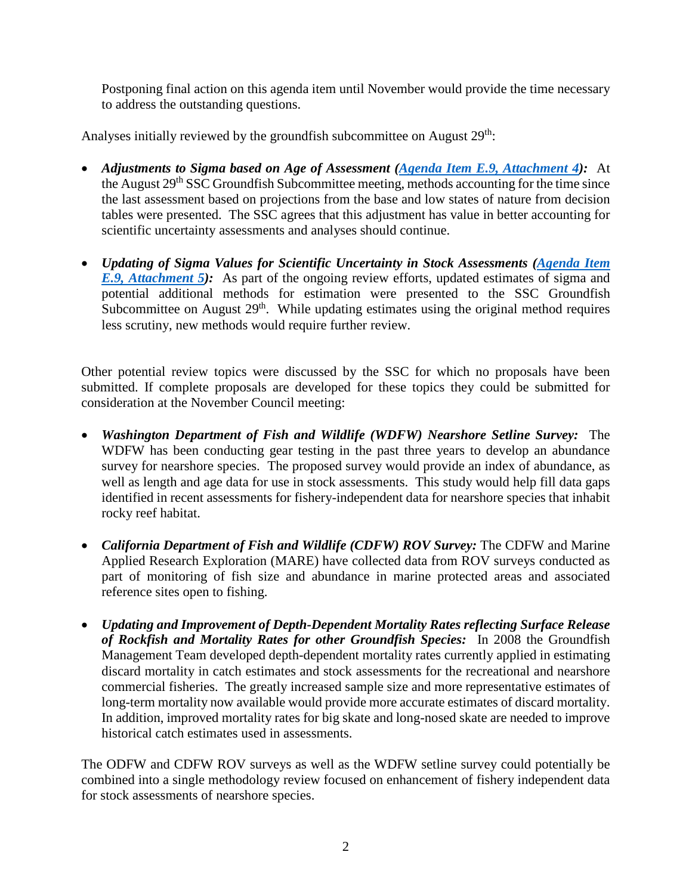Postponing final action on this agenda item until November would provide the time necessary to address the outstanding questions.

Analyses initially reviewed by the groundfish subcommittee on August 29th:

- ***Adjustments to Sigma based on Age of Assessment (Agenda Item E.9, Attachment 4):*** At the August 29th SSC Groundfish Subcommittee meeting, methods accounting for the time since the last assessment based on projections from the base and low states of nature from decision tables were presented. The SSC agrees that this adjustment has value in better accounting for scientific uncertainty assessments and analyses should continue.

- ***Updating of Sigma Values for Scientific Uncertainty in Stock Assessments (Agenda Item E.9, Attachment 5):*** As part of the ongoing review efforts, updated estimates of sigma and potential additional methods for estimation were presented to the SSC Groundfish Subcommittee on August 29th. While updating estimates using the original method requires less scrutiny, new methods would require further review.

Other potential review topics were discussed by the SSC for which no proposals have been submitted. If complete proposals are developed for these topics they could be submitted for consideration at the November Council meeting:

- ***Washington Department of Fish and Wildlife (WDFW) Nearshore Setline Survey:*** The WDFW has been conducting gear testing in the past three years to develop an abundance survey for nearshore species. The proposed survey would provide an index of abundance, as well as length and age data for use in stock assessments. This study would help fill data gaps identified in recent assessments for fishery-independent data for nearshore species that inhabit rocky reef habitat.

- ***California Department of Fish and Wildlife (CDFW) ROV Survey:*** The CDFW and Marine Applied Research Exploration (MARE) have collected data from ROV surveys conducted as part of monitoring of fish size and abundance in marine protected areas and associated reference sites open to fishing.

- ***Updating and Improvement of Depth-Dependent Mortality Rates reflecting Surface Release of Rockfish and Mortality Rates for other Groundfish Species:*** In 2008 the Groundfish Management Team developed depth-dependent mortality rates currently applied in estimating discard mortality in catch estimates and stock assessments for the recreational and nearshore commercial fisheries. The greatly increased sample size and more representative estimates of long-term mortality now available would provide more accurate estimates of discard mortality. In addition, improved mortality rates for big skate and long-nosed skate are needed to improve historical catch estimates used in assessments.

The ODFW and CDFW ROV surveys as well as the WDFW setline survey could potentially be combined into a single methodology review focused on enhancement of fishery independent data for stock assessments of nearshore species.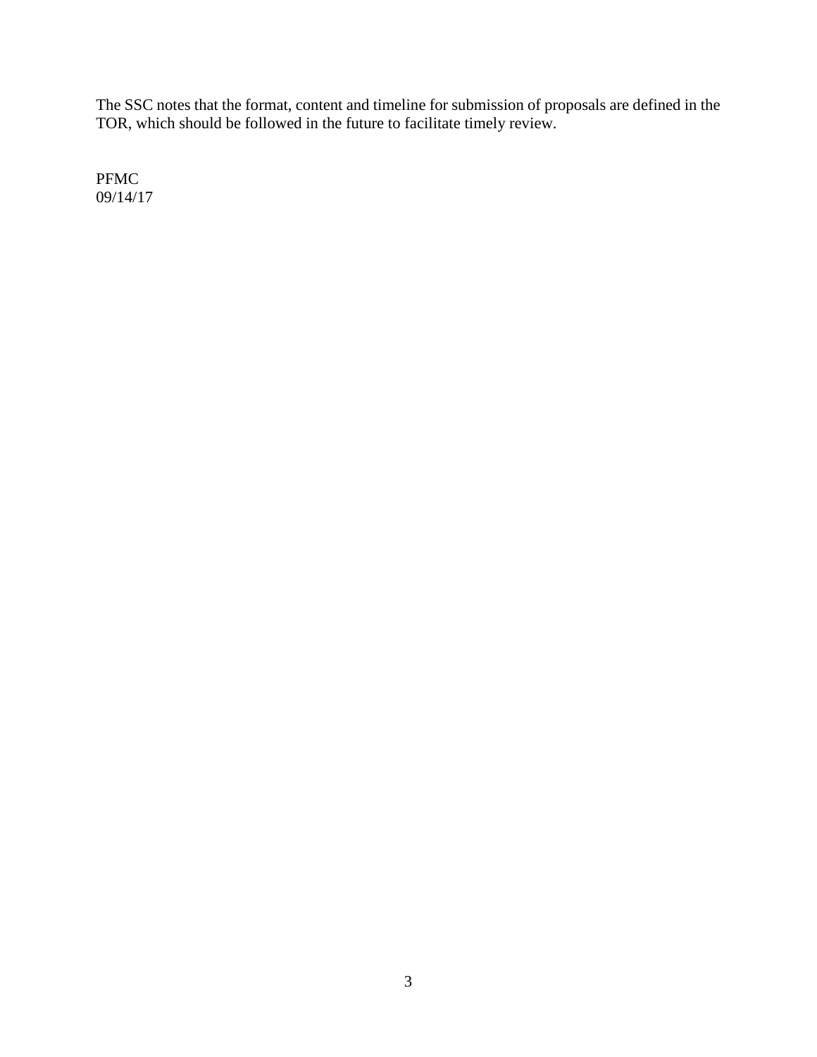The SSC notes that the format, content and timeline for submission of proposals are defined in the TOR, which should be followed in the future to facilitate timely review.

PFMC
09/14/17